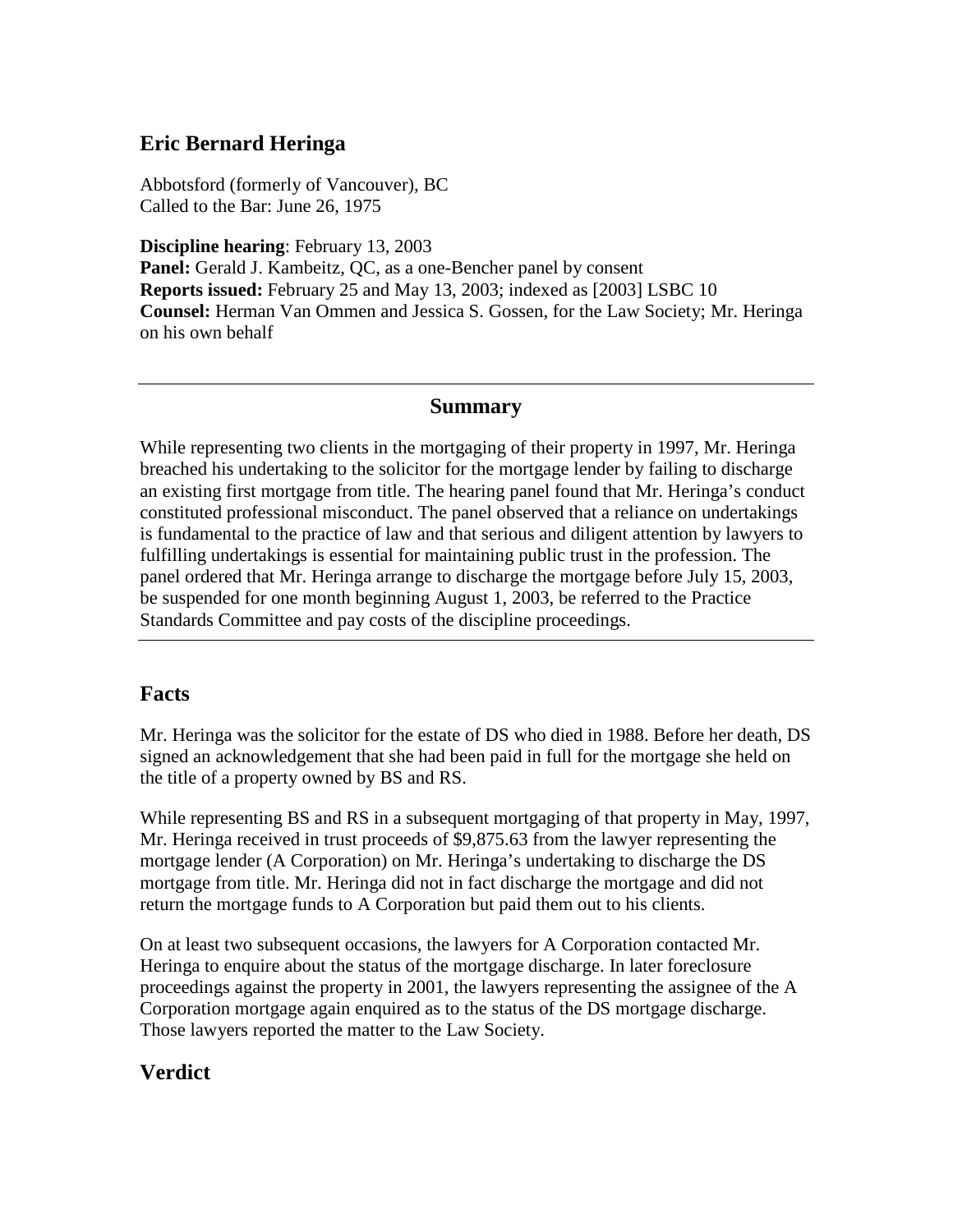# Eric Bernard Heringa

Abbotsford (formerly of Vancouver), BC
Called to the Bar: June 26, 1975

**Discipline hearing**: February 13, 2003
**Panel:** Gerald J. Kambeitz, QC, as a one-Bencher panel by consent
**Reports issued:** February 25 and May 13, 2003; indexed as [2003] LSBC 10
**Counsel:** Herman Van Ommen and Jessica S. Gossen, for the Law Society; Mr. Heringa on his own behalf

---

## Summary

While representing two clients in the mortgaging of their property in 1997, Mr. Heringa breached his undertaking to the solicitor for the mortgage lender by failing to discharge an existing first mortgage from title. The hearing panel found that Mr. Heringa's conduct constituted professional misconduct. The panel observed that a reliance on undertakings is fundamental to the practice of law and that serious and diligent attention by lawyers to fulfilling undertakings is essential for maintaining public trust in the profession. The panel ordered that Mr. Heringa arrange to discharge the mortgage before July 15, 2003, be suspended for one month beginning August 1, 2003, be referred to the Practice Standards Committee and pay costs of the discipline proceedings.

---

## Facts

Mr. Heringa was the solicitor for the estate of DS who died in 1988. Before her death, DS signed an acknowledgement that she had been paid in full for the mortgage she held on the title of a property owned by BS and RS.

While representing BS and RS in a subsequent mortgaging of that property in May, 1997, Mr. Heringa received in trust proceeds of $9,875.63 from the lawyer representing the mortgage lender (A Corporation) on Mr. Heringa's undertaking to discharge the DS mortgage from title. Mr. Heringa did not in fact discharge the mortgage and did not return the mortgage funds to A Corporation but paid them out to his clients.

On at least two subsequent occasions, the lawyers for A Corporation contacted Mr. Heringa to enquire about the status of the mortgage discharge. In later foreclosure proceedings against the property in 2001, the lawyers representing the assignee of the A Corporation mortgage again enquired as to the status of the DS mortgage discharge. Those lawyers reported the matter to the Law Society.

## Verdict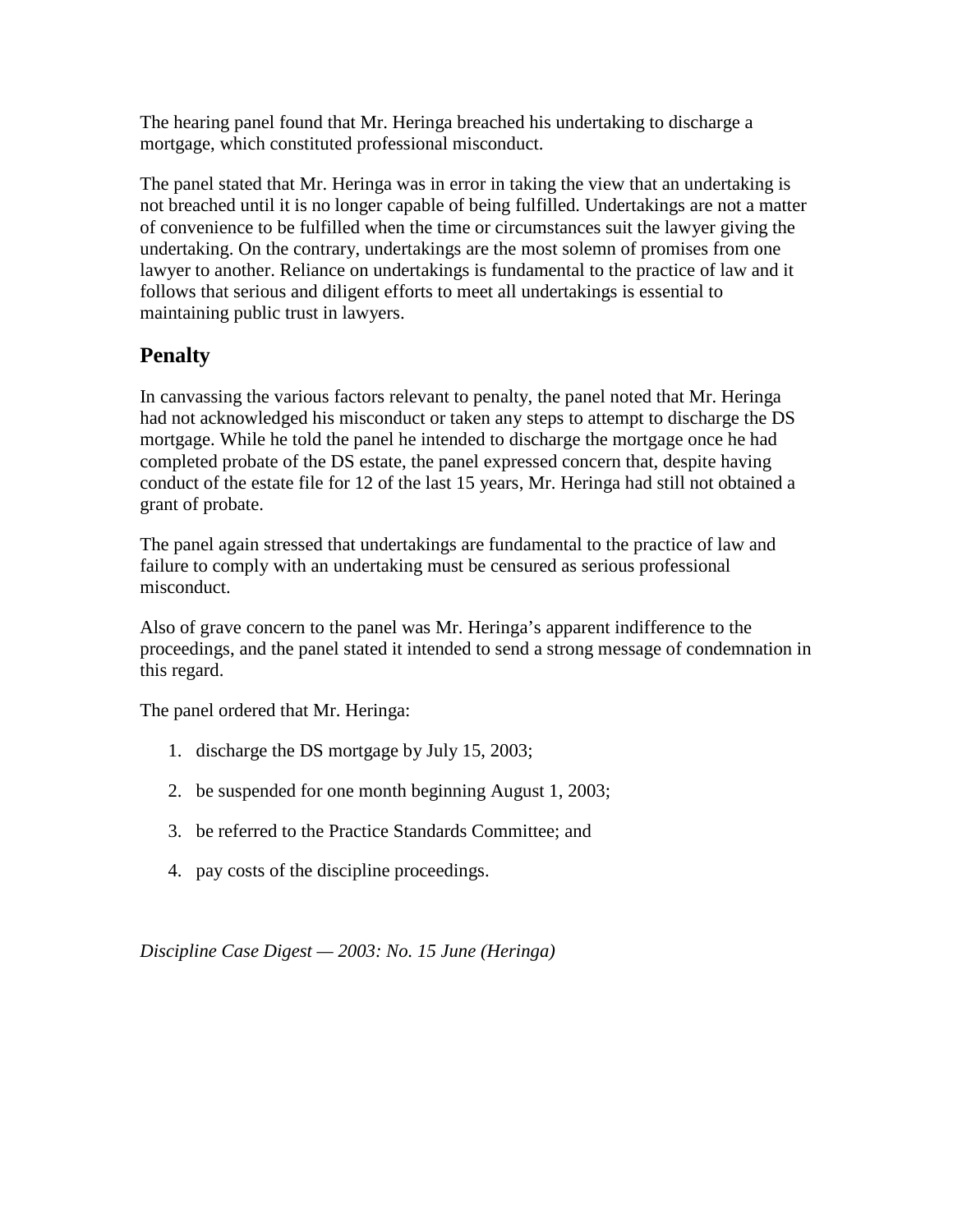The hearing panel found that Mr. Heringa breached his undertaking to discharge a mortgage, which constituted professional misconduct.

The panel stated that Mr. Heringa was in error in taking the view that an undertaking is not breached until it is no longer capable of being fulfilled. Undertakings are not a matter of convenience to be fulfilled when the time or circumstances suit the lawyer giving the undertaking. On the contrary, undertakings are the most solemn of promises from one lawyer to another. Reliance on undertakings is fundamental to the practice of law and it follows that serious and diligent efforts to meet all undertakings is essential to maintaining public trust in lawyers.

## Penalty

In canvassing the various factors relevant to penalty, the panel noted that Mr. Heringa had not acknowledged his misconduct or taken any steps to attempt to discharge the DS mortgage. While he told the panel he intended to discharge the mortgage once he had completed probate of the DS estate, the panel expressed concern that, despite having conduct of the estate file for 12 of the last 15 years, Mr. Heringa had still not obtained a grant of probate.

The panel again stressed that undertakings are fundamental to the practice of law and failure to comply with an undertaking must be censured as serious professional misconduct.

Also of grave concern to the panel was Mr. Heringa's apparent indifference to the proceedings, and the panel stated it intended to send a strong message of condemnation in this regard.

The panel ordered that Mr. Heringa:

1. discharge the DS mortgage by July 15, 2003;
2. be suspended for one month beginning August 1, 2003;
3. be referred to the Practice Standards Committee; and
4. pay costs of the discipline proceedings.

*Discipline Case Digest — 2003: No. 15 June (Heringa)*